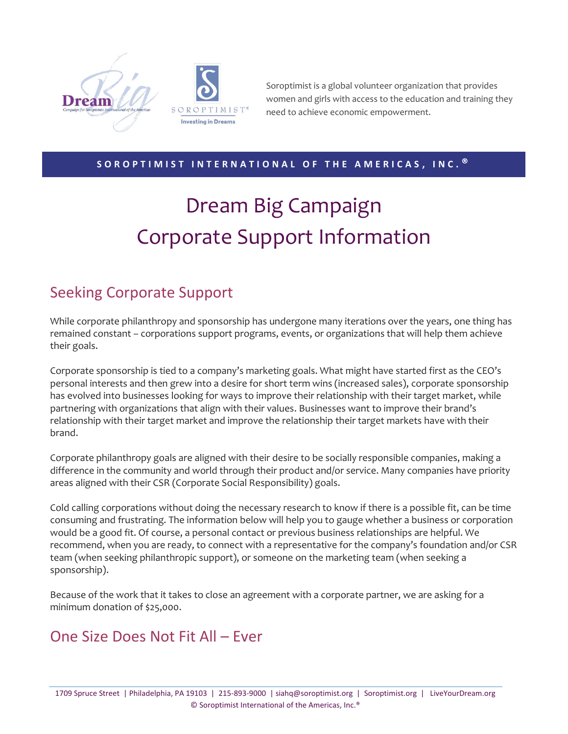Soroptimist is a global volunteer organization that provides women and girls with access to the education and training they need to achieve economic empowerment.

**SOROPTIMIST INTERNATIONAL OF THE AMERICAS, INC.®**

# Dream Big Campaign
# Corporate Support Information

## Seeking Corporate Support

While corporate philanthropy and sponsorship has undergone many iterations over the years, one thing has remained constant – corporations support programs, events, or organizations that will help them achieve their goals.

Corporate sponsorship is tied to a company's marketing goals. What might have started first as the CEO's personal interests and then grew into a desire for short term wins (increased sales), corporate sponsorship has evolved into businesses looking for ways to improve their relationship with their target market, while partnering with organizations that align with their values. Businesses want to improve their brand's relationship with their target market and improve the relationship their target markets have with their brand.

Corporate philanthropy goals are aligned with their desire to be socially responsible companies, making a difference in the community and world through their product and/or service. Many companies have priority areas aligned with their CSR (Corporate Social Responsibility) goals.

Cold calling corporations without doing the necessary research to know if there is a possible fit, can be time consuming and frustrating. The information below will help you to gauge whether a business or corporation would be a good fit. Of course, a personal contact or previous business relationships are helpful. We recommend, when you are ready, to connect with a representative for the company's foundation and/or CSR team (when seeking philanthropic support), or someone on the marketing team (when seeking a sponsorship).

Because of the work that it takes to close an agreement with a corporate partner, we are asking for a minimum donation of $25,000.

## One Size Does Not Fit All – Ever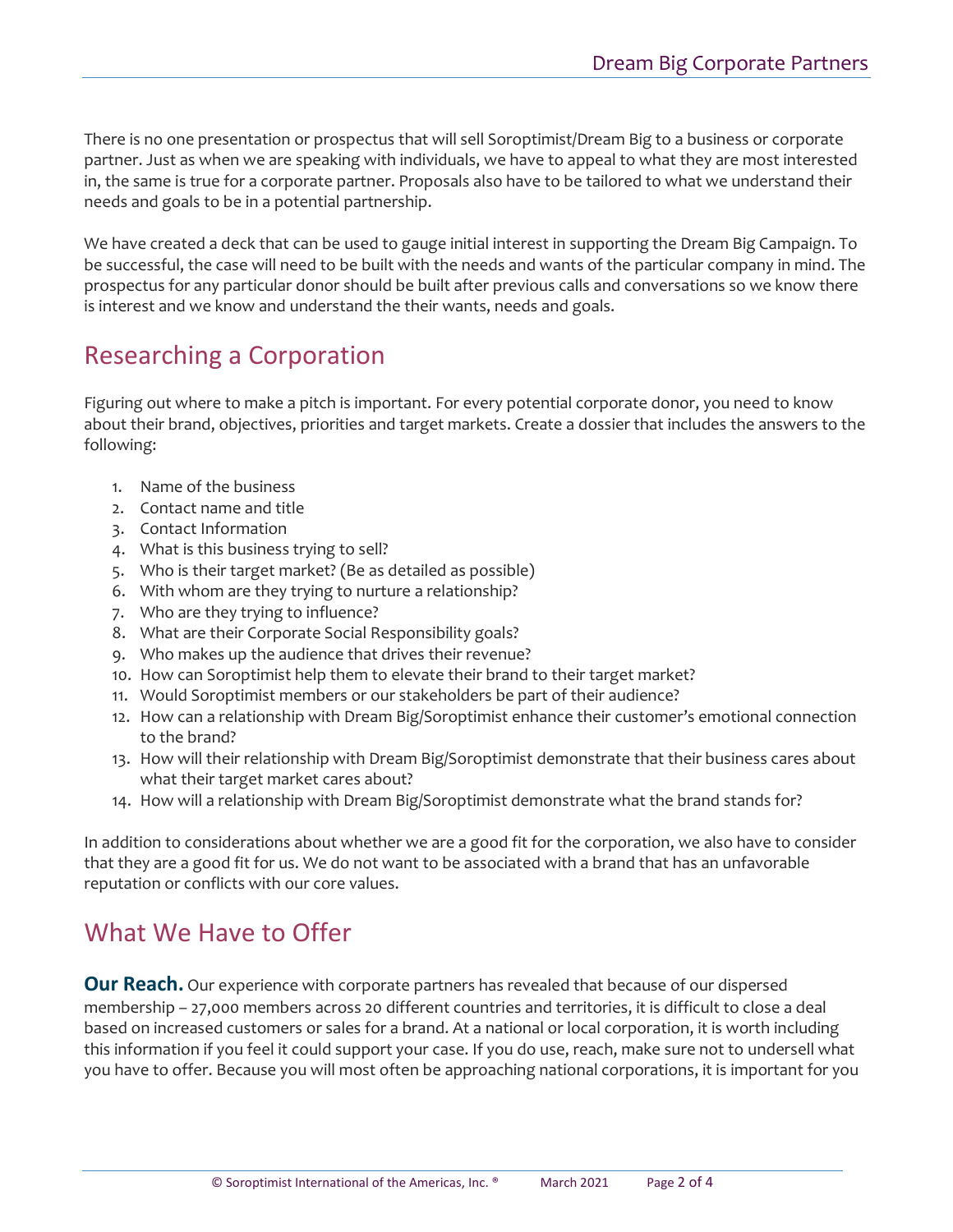There is no one presentation or prospectus that will sell Soroptimist/Dream Big to a business or corporate partner. Just as when we are speaking with individuals, we have to appeal to what they are most interested in, the same is true for a corporate partner. Proposals also have to be tailored to what we understand their needs and goals to be in a potential partnership.

We have created a deck that can be used to gauge initial interest in supporting the Dream Big Campaign. To be successful, the case will need to be built with the needs and wants of the particular company in mind. The prospectus for any particular donor should be built after previous calls and conversations so we know there is interest and we know and understand the their wants, needs and goals.

## Researching a Corporation

Figuring out where to make a pitch is important. For every potential corporate donor, you need to know about their brand, objectives, priorities and target markets. Create a dossier that includes the answers to the following:

1. Name of the business
2. Contact name and title
3. Contact Information
4. What is this business trying to sell?
5. Who is their target market? (Be as detailed as possible)
6. With whom are they trying to nurture a relationship?
7. Who are they trying to influence?
8. What are their Corporate Social Responsibility goals?
9. Who makes up the audience that drives their revenue?
10. How can Soroptimist help them to elevate their brand to their target market?
11. Would Soroptimist members or our stakeholders be part of their audience?
12. How can a relationship with Dream Big/Soroptimist enhance their customer's emotional connection to the brand?
13. How will their relationship with Dream Big/Soroptimist demonstrate that their business cares about what their target market cares about?
14. How will a relationship with Dream Big/Soroptimist demonstrate what the brand stands for?

In addition to considerations about whether we are a good fit for the corporation, we also have to consider that they are a good fit for us. We do not want to be associated with a brand that has an unfavorable reputation or conflicts with our core values.

## What We Have to Offer

**Our Reach.** Our experience with corporate partners has revealed that because of our dispersed membership – 27,000 members across 20 different countries and territories, it is difficult to close a deal based on increased customers or sales for a brand. At a national or local corporation, it is worth including this information if you feel it could support your case. If you do use, reach, make sure not to undersell what you have to offer. Because you will most often be approaching national corporations, it is important for you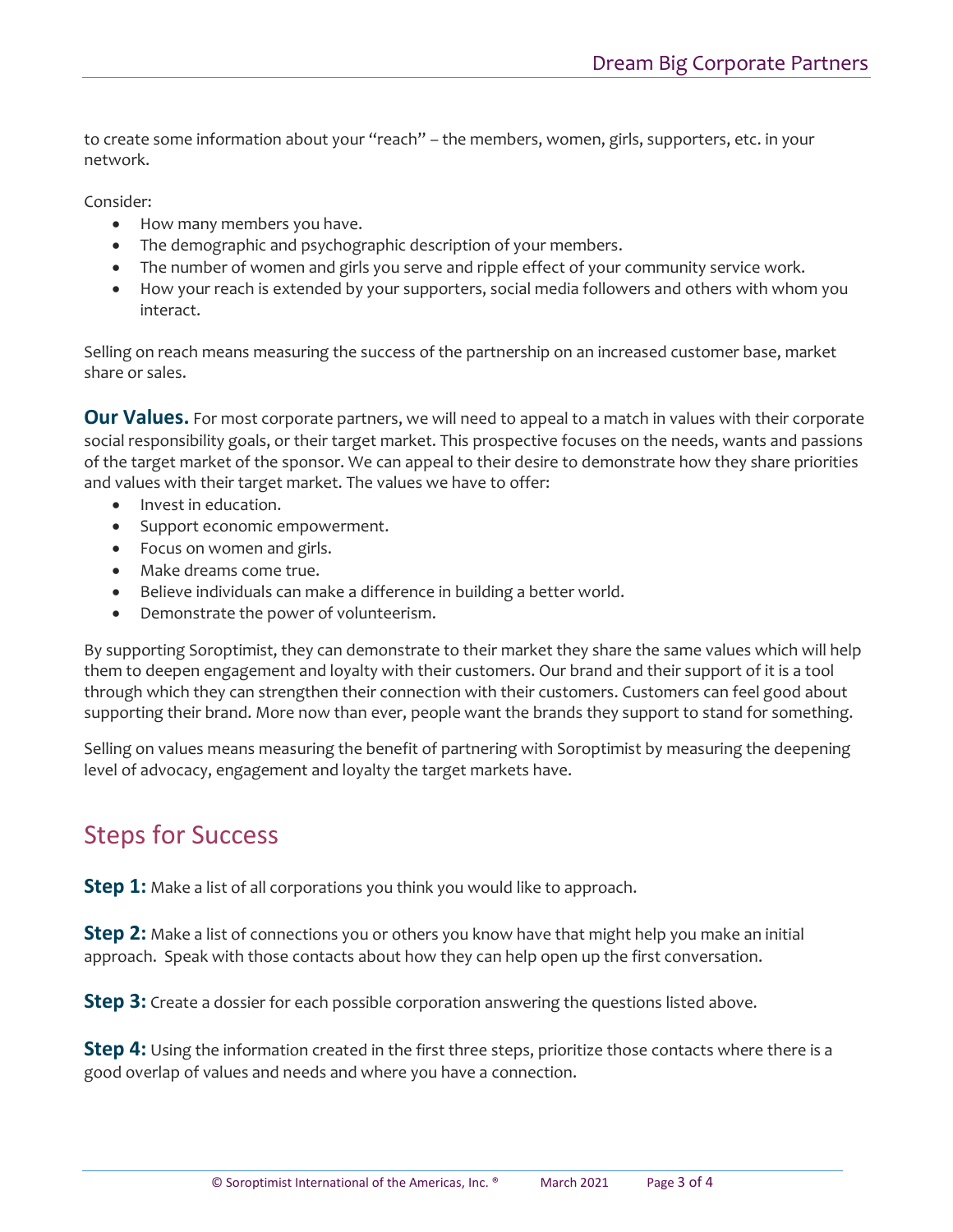to create some information about your "reach" – the members, women, girls, supporters, etc. in your network.

Consider:

- How many members you have.
- The demographic and psychographic description of your members.
- The number of women and girls you serve and ripple effect of your community service work.
- How your reach is extended by your supporters, social media followers and others with whom you interact.

Selling on reach means measuring the success of the partnership on an increased customer base, market share or sales.

**Our Values.** For most corporate partners, we will need to appeal to a match in values with their corporate social responsibility goals, or their target market. This prospective focuses on the needs, wants and passions of the target market of the sponsor. We can appeal to their desire to demonstrate how they share priorities and values with their target market. The values we have to offer:

- Invest in education.
- Support economic empowerment.
- Focus on women and girls.
- Make dreams come true.
- Believe individuals can make a difference in building a better world.
- Demonstrate the power of volunteerism.

By supporting Soroptimist, they can demonstrate to their market they share the same values which will help them to deepen engagement and loyalty with their customers. Our brand and their support of it is a tool through which they can strengthen their connection with their customers. Customers can feel good about supporting their brand. More now than ever, people want the brands they support to stand for something.

Selling on values means measuring the benefit of partnering with Soroptimist by measuring the deepening level of advocacy, engagement and loyalty the target markets have.

## Steps for Success

**Step 1:** Make a list of all corporations you think you would like to approach.

**Step 2:** Make a list of connections you or others you know have that might help you make an initial approach. Speak with those contacts about how they can help open up the first conversation.

**Step 3:** Create a dossier for each possible corporation answering the questions listed above.

**Step 4:** Using the information created in the first three steps, prioritize those contacts where there is a good overlap of values and needs and where you have a connection.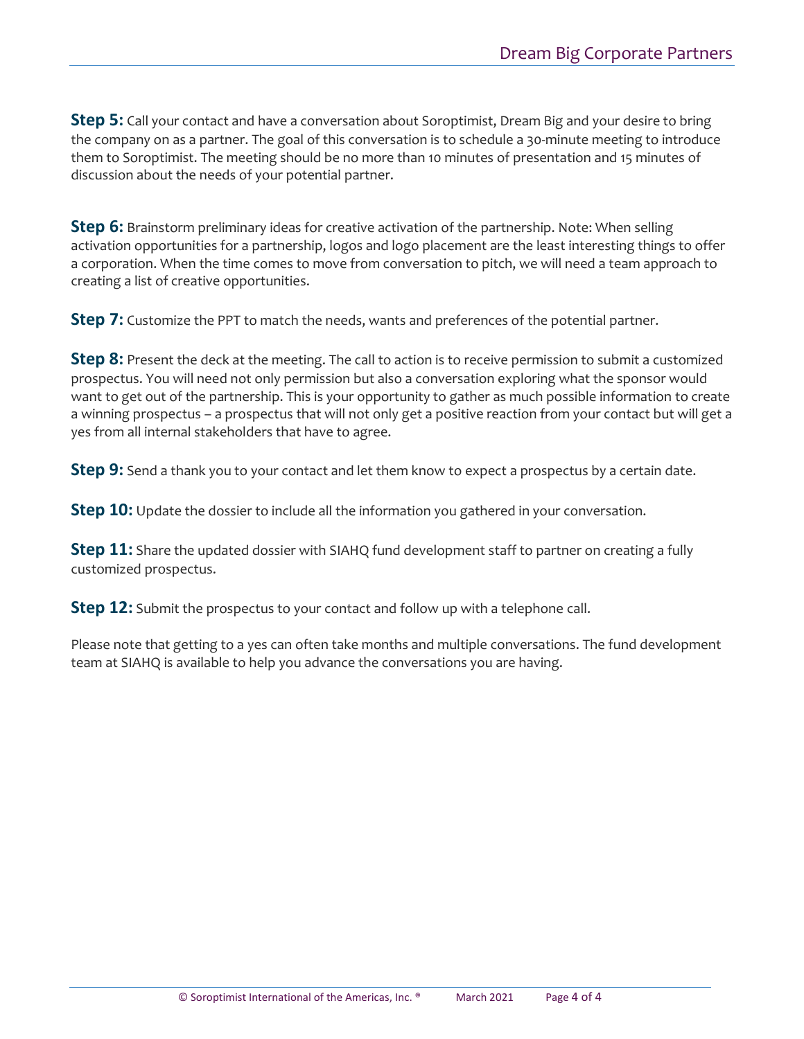**Step 5:** Call your contact and have a conversation about Soroptimist, Dream Big and your desire to bring the company on as a partner. The goal of this conversation is to schedule a 30-minute meeting to introduce them to Soroptimist. The meeting should be no more than 10 minutes of presentation and 15 minutes of discussion about the needs of your potential partner.

**Step 6:** Brainstorm preliminary ideas for creative activation of the partnership. Note: When selling activation opportunities for a partnership, logos and logo placement are the least interesting things to offer a corporation. When the time comes to move from conversation to pitch, we will need a team approach to creating a list of creative opportunities.

**Step 7:** Customize the PPT to match the needs, wants and preferences of the potential partner.

**Step 8:** Present the deck at the meeting. The call to action is to receive permission to submit a customized prospectus. You will need not only permission but also a conversation exploring what the sponsor would want to get out of the partnership. This is your opportunity to gather as much possible information to create a winning prospectus – a prospectus that will not only get a positive reaction from your contact but will get a yes from all internal stakeholders that have to agree.

**Step 9:** Send a thank you to your contact and let them know to expect a prospectus by a certain date.

**Step 10:** Update the dossier to include all the information you gathered in your conversation.

**Step 11:** Share the updated dossier with SIAHQ fund development staff to partner on creating a fully customized prospectus.

**Step 12:** Submit the prospectus to your contact and follow up with a telephone call.

Please note that getting to a yes can often take months and multiple conversations. The fund development team at SIAHQ is available to help you advance the conversations you are having.